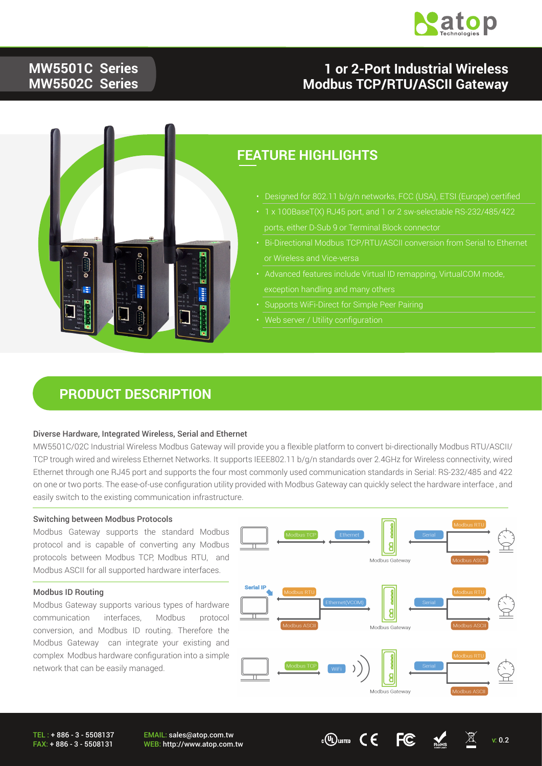# MW5501C Series
# MW5502C Series

## 1 or 2-Port Industrial Wireless Modbus TCP/RTU/ASCII Gateway

## FEATURE HIGHLIGHTS

- Designed for 802.11 b/g/n networks, FCC (USA), ETSI (Europe) certified
- 1 x 100BaseT(X) RJ45 port, and 1 or 2 sw-selectable RS-232/485/422 ports, either D-Sub 9 or Terminal Block connector
- Bi-Directional Modbus TCP/RTU/ASCII conversion from Serial to Ethernet or Wireless and Vice-versa
- Advanced features include Virtual ID remapping, VirtualCOM mode, exception handling and many others
- Supports WiFi-Direct for Simple Peer Pairing
- Web server / Utility configuration

## PRODUCT DESCRIPTION

### Diverse Hardware, Integrated Wireless, Serial and Ethernet

MW5501C/02C Industrial Wireless Modbus Gateway will provide you a flexible platform to convert bi-directionally Modbus RTU/ASCII/ TCP trough wired and wireless Ethernet Networks. It supports IEEE802.11 b/g/n standards over 2.4GHz for Wireless connectivity, wired Ethernet through one RJ45 port and supports the four most commonly used communication standards in Serial: RS-232/485 and 422 on one or two ports. The ease-of-use configuration utility provided with Modbus Gateway can quickly select the hardware interface , and easily switch to the existing communication infrastructure.

### Switching between Modbus Protocols

Modbus Gateway supports the standard Modbus protocol and is capable of converting any Modbus protocols between Modbus TCP, Modbus RTU, and Modbus ASCII for all supported hardware interfaces.

### Modbus ID Routing

Modbus Gateway supports various types of hardware communication interfaces, Modbus protocol conversion, and Modbus ID routing. Therefore the Modbus Gateway can integrate your existing and complex Modbus hardware configuration into a simple network that can be easily managed.

TEL : + 886 - 3 - 5508137
FAX: + 886 - 3 - 5508131

EMAIL: sales@atop.com.tw
WEB: http://www.atop.com.tw

v: 0.2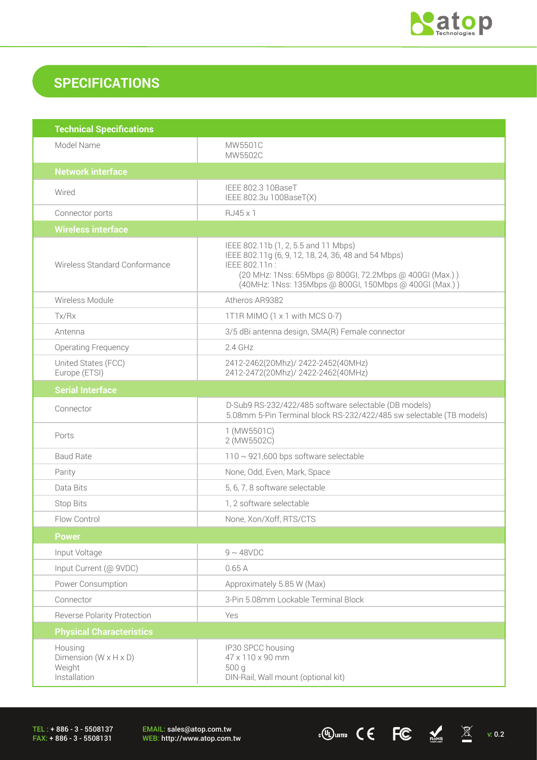# SPECIFICATIONS

| Technical Specifications | |
|---|---|
| Model Name | MW5501C<br>MW5502C |
| **Network interface** | |
| Wired | IEEE 802.3 10BaseT<br>IEEE 802.3u 100BaseT(X) |
| Connector ports | RJ45 x 1 |
| **Wireless interface** | |
| Wireless Standard Conformance | IEEE 802.11b (1, 2, 5.5 and 11 Mbps)<br>IEEE 802.11g (6, 9, 12, 18, 24, 36, 48 and 54 Mbps)<br>IEEE 802.11n :<br>(20 MHz: 1Nss: 65Mbps @ 800GI, 72.2Mbps @ 400GI (Max.) )<br>(40MHz: 1Nss: 135Mbps @ 800GI, 150Mbps @ 400GI (Max.) ) |
| Wireless Module | Atheros AR9382 |
| Tx/Rx | 1T1R MIMO (1 x 1 with MCS 0-7) |
| Antenna | 3/5 dBi antenna design, SMA(R) Female connector |
| Operating Frequency | 2.4 GHz |
| United States (FCC)<br>Europe (ETSI) | 2412-2462(20Mhz)/ 2422-2452(40MHz)<br>2412-2472(20Mhz)/ 2422-2462(40MHz) |
| **Serial Interface** | |
| Connector | D-Sub9 RS-232/422/485 software selectable (DB models)<br>5.08mm 5-Pin Terminal block RS-232/422/485 sw selectable (TB models) |
| Ports | 1 (MW5501C)<br>2 (MW5502C) |
| Baud Rate | 110 ~ 921,600 bps software selectable |
| Parity | None, Odd, Even, Mark, Space |
| Data Bits | 5, 6, 7, 8 software selectable |
| Stop Bits | 1, 2 software selectable |
| Flow Control | None, Xon/Xoff, RTS/CTS |
| **Power** | |
| Input Voltage | 9 ~ 48VDC |
| Input Current (@ 9VDC) | 0.65 A |
| Power Consumption | Approximately 5.85 W (Max) |
| Connector | 3-Pin 5.08mm Lockable Terminal Block |
| Reverse Polarity Protection | Yes |
| **Physical Characteristics** | |
| Housing<br>Dimension (W x H x D)<br>Weight<br>Installation | IP30 SPCC housing<br>47 x 110 x 90 mm<br>500 g<br>DIN-Rail, Wall mount (optional kit) |

TEL : + 886 - 3 - 5508137
FAX: + 886 - 3 - 5508131

EMAIL: sales@atop.com.tw
WEB: http://www.atop.com.tw

v: 0.2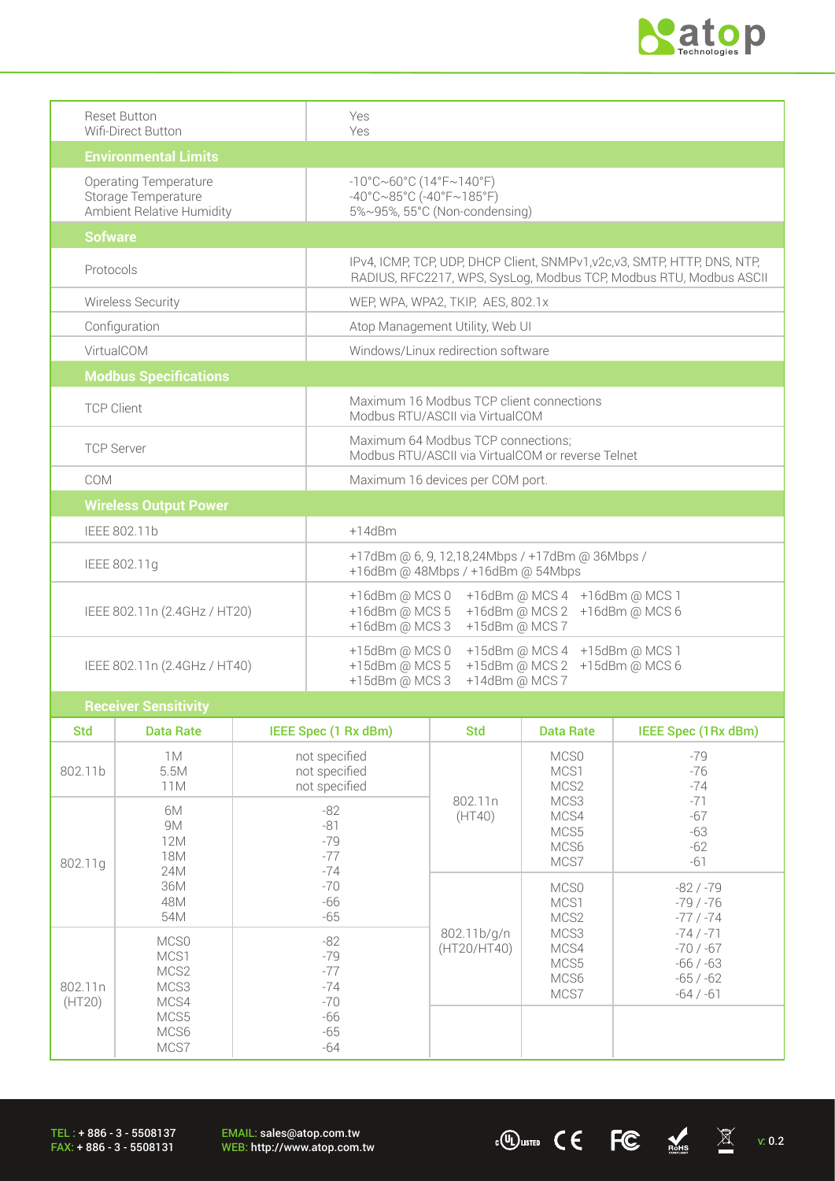| | |
|---|---|
| Reset Button<br>Wifi-Direct Button | Yes<br>Yes |
| **Environmental Limits** | |
| Operating Temperature<br>Storage Temperature<br>Ambient Relative Humidity | -10°C~60°C (14°F~140°F)<br>-40°C~85°C (-40°F~185°F)<br>5%~95%, 55°C (Non-condensing) |
| **Sofware** | |
| Protocols | IPv4, ICMP, TCP, UDP, DHCP Client, SNMPv1,v2c,v3, SMTP, HTTP, DNS, NTP, RADIUS, RFC2217, WPS, SysLog, Modbus TCP, Modbus RTU, Modbus ASCII |
| Wireless Security | WEP, WPA, WPA2, TKIP, AES, 802.1x |
| Configuration | Atop Management Utility, Web UI |
| VirtualCOM | Windows/Linux redirection software |
| **Modbus Specifications** | |
| TCP Client | Maximum 16 Modbus TCP client connections<br>Modbus RTU/ASCII via VirtualCOM |
| TCP Server | Maximum 64 Modbus TCP connections;<br>Modbus RTU/ASCII via VirtualCOM or reverse Telnet |
| COM | Maximum 16 devices per COM port. |
| **Wireless Output Power** | |
| IEEE 802.11b | +14dBm |
| IEEE 802.11g | +17dBm @ 6, 9, 12,18,24Mbps / +17dBm @ 36Mbps /<br>+16dBm @ 48Mbps / +16dBm @ 54Mbps |
| IEEE 802.11n (2.4GHz / HT20) | +16dBm @ MCS 0 +16dBm @ MCS 4 +16dBm @ MCS 1<br>+16dBm @ MCS 5 +16dBm @ MCS 2 +16dBm @ MCS 6<br>+16dBm @ MCS 3 +15dBm @ MCS 7 |
| IEEE 802.11n (2.4GHz / HT40) | +15dBm @ MCS 0 +15dBm @ MCS 4 +15dBm @ MCS 1<br>+15dBm @ MCS 5 +15dBm @ MCS 2 +15dBm @ MCS 6<br>+15dBm @ MCS 3 +14dBm @ MCS 7 |

**Receiver Sensitivity**

| Std | Data Rate | IEEE Spec (1 Rx dBm) | Std | Data Rate | IEEE Spec (1Rx dBm) |
|---|---|---|---|---|---|
| 802.11b | 1M<br>5.5M<br>11M | not specified<br>not specified<br>not specified | 802.11n (HT40) | MCS0<br>MCS1<br>MCS2<br>MCS3<br>MCS4<br>MCS5<br>MCS6<br>MCS7 | -79<br>-76<br>-74<br>-71<br>-67<br>-63<br>-62<br>-61 |
| 802.11g | 6M<br>9M<br>12M<br>18M<br>24M<br>36M<br>48M<br>54M | -82<br>-81<br>-79<br>-77<br>-74<br>-70<br>-66<br>-65 | 802.11b/g/n (HT20/HT40) | MCS0<br>MCS1<br>MCS2<br>MCS3<br>MCS4<br>MCS5<br>MCS6<br>MCS7 | -82 / -79<br>-79 / -76<br>-77 / -74<br>-74 / -71<br>-70 / -67<br>-66 / -63<br>-65 / -62<br>-64 / -61 |
| 802.11n (HT20) | MCS0<br>MCS1<br>MCS2<br>MCS3<br>MCS4<br>MCS5<br>MCS6<br>MCS7 | -82<br>-79<br>-77<br>-74<br>-70<br>-66<br>-65<br>-64 | | | |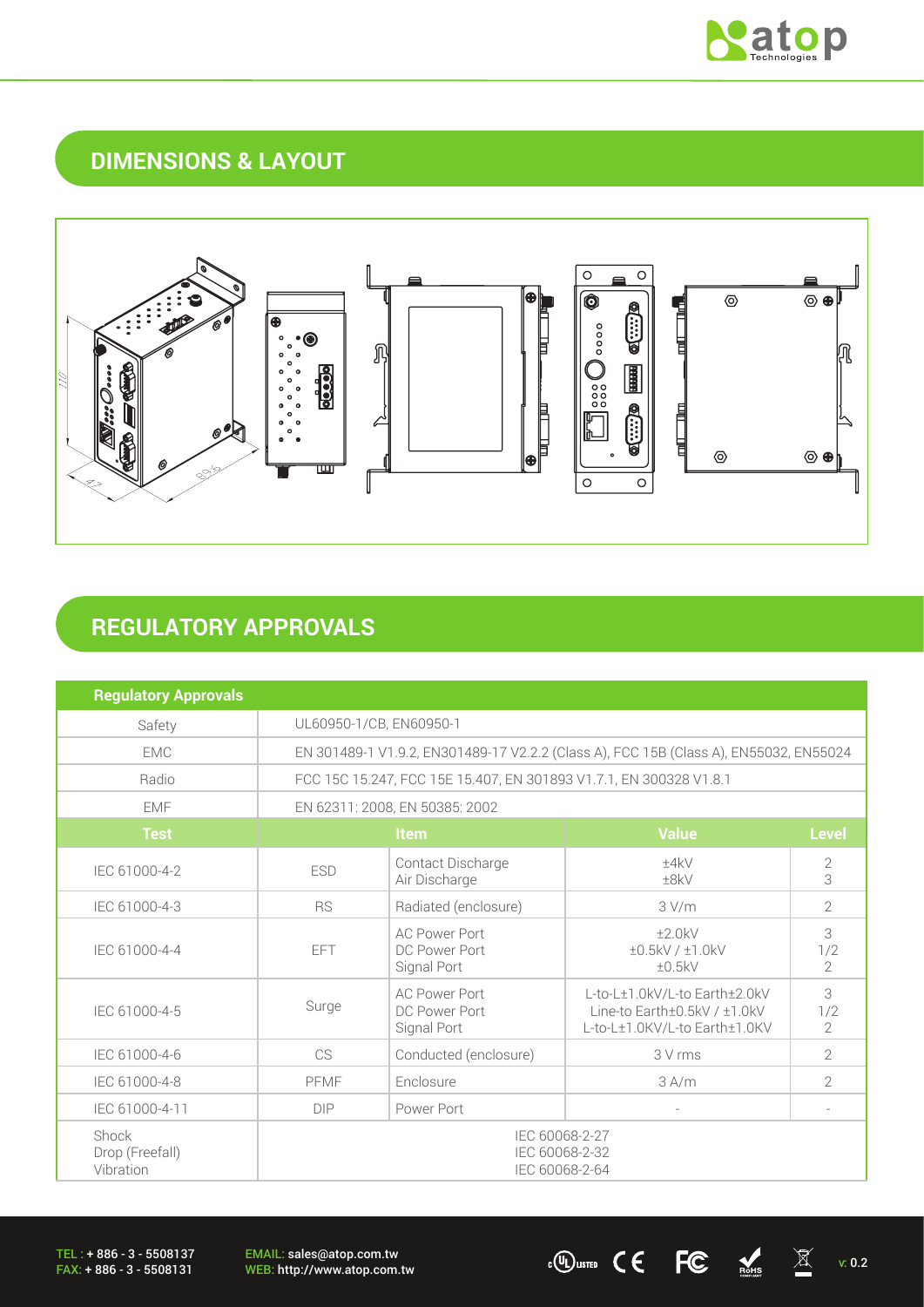## DIMENSIONS & LAYOUT

## REGULATORY APPROVALS

| Regulatory Approvals | | | | |
|---|---|---|---|---|
| Safety | UL60950-1/CB, EN60950-1 | | | |
| EMC | EN 301489-1 V1.9.2, EN301489-17 V2.2.2 (Class A), FCC 15B (Class A), EN55032, EN55024 | | | |
| Radio | FCC 15C 15.247, FCC 15E 15.407, EN 301893 V1.7.1, EN 300328 V1.8.1 | | | |
| EMF | EN 62311: 2008, EN 50385: 2002 | | | |
| **Test** | **Item** | | **Value** | **Level** |
| IEC 61000-4-2 | ESD | Contact Discharge<br>Air Discharge | ±4kV<br>±8kV | 2<br>3 |
| IEC 61000-4-3 | RS | Radiated (enclosure) | 3 V/m | 2 |
| IEC 61000-4-4 | EFT | AC Power Port<br>DC Power Port<br>Signal Port | ±2.0kV<br>±0.5kV / ±1.0kV<br>±0.5kV | 3<br>1/2<br>2 |
| IEC 61000-4-5 | Surge | AC Power Port<br>DC Power Port<br>Signal Port | L-to-L±1.0kV/L-to Earth±2.0kV<br>Line-to Earth±0.5kV / ±1.0kV<br>L-to-L±1.0KV/L-to Earth±1.0KV | 3<br>1/2<br>2 |
| IEC 61000-4-6 | CS | Conducted (enclosure) | 3 V rms | 2 |
| IEC 61000-4-8 | PFMF | Enclosure | 3 A/m | 2 |
| IEC 61000-4-11 | DIP | Power Port | - | - |
| Shock<br>Drop (Freefall)<br>Vibration | IEC 60068-2-27<br>IEC 60068-2-32<br>IEC 60068-2-64 | | | |

TEL : + 886 - 3 - 5508137
FAX: + 886 - 3 - 5508131

EMAIL: sales@atop.com.tw
WEB: http://www.atop.com.tw

v: 0.2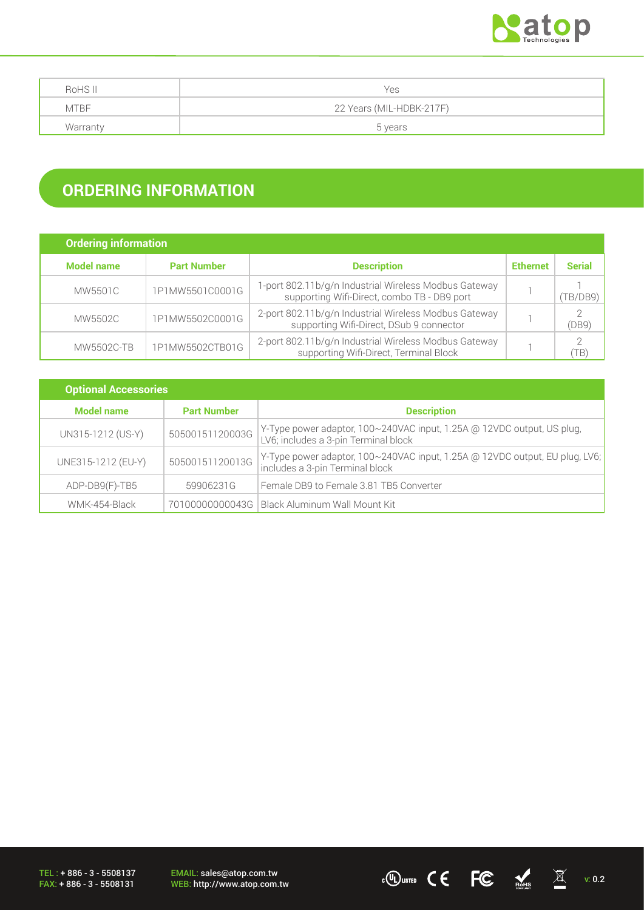| | |
|---|---|
| RoHS II | Yes |
| MTBF | 22 Years (MIL-HDBK-217F) |
| Warranty | 5 years |

## ORDERING INFORMATION

**Ordering information**

| Model name | Part Number | Description | Ethernet | Serial |
|---|---|---|---|---|
| MW5501C | 1P1MW5501C0001G | 1-port 802.11b/g/n Industrial Wireless Modbus Gateway supporting Wifi-Direct, combo TB - DB9 port | 1 | 1 (TB/DB9) |
| MW5502C | 1P1MW5502C0001G | 2-port 802.11b/g/n Industrial Wireless Modbus Gateway supporting Wifi-Direct, DSub 9 connector | 1 | 2 (DB9) |
| MW5502C-TB | 1P1MW5502CTB01G | 2-port 802.11b/g/n Industrial Wireless Modbus Gateway supporting Wifi-Direct, Terminal Block | 1 | 2 (TB) |

**Optional Accessories**

| Model name | Part Number | Description |
|---|---|---|
| UN315-1212 (US-Y) | 50500151120003G | Y-Type power adaptor, 100~240VAC input, 1.25A @ 12VDC output, US plug, LV6; includes a 3-pin Terminal block |
| UNE315-1212 (EU-Y) | 50500151120013G | Y-Type power adaptor, 100~240VAC input, 1.25A @ 12VDC output, EU plug, LV6; includes a 3-pin Terminal block |
| ADP-DB9(F)-TB5 | 59906231G | Female DB9 to Female 3.81 TB5 Converter |
| WMK-454-Black | 70100000000043G | Black Aluminum Wall Mount Kit |

TEL : + 886 - 3 - 5508137
FAX: + 886 - 3 - 5508131

EMAIL: sales@atop.com.tw
WEB: http://www.atop.com.tw

v: 0.2